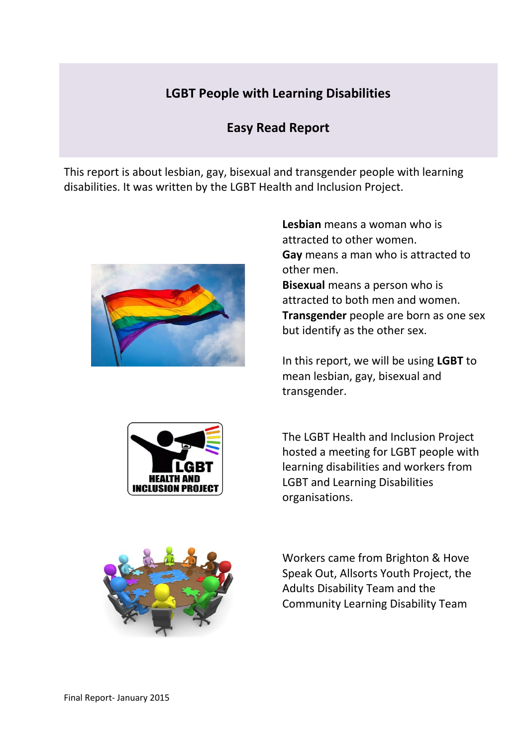# LGBT People with Learning Disabilities

## Easy Read Report

This report is about lesbian, gay, bisexual and transgender people with learning disabilities. It was written by the LGBT Health and Inclusion Project.

**Lesbian** means a woman who is attracted to other women.
**Gay** means a man who is attracted to other men.
**Bisexual** means a person who is attracted to both men and women.
**Transgender** people are born as one sex but identify as the other sex.

In this report, we will be using **LGBT** to mean lesbian, gay, bisexual and transgender.

The LGBT Health and Inclusion Project hosted a meeting for LGBT people with learning disabilities and workers from LGBT and Learning Disabilities organisations.

Workers came from Brighton & Hove Speak Out, Allsorts Youth Project, the Adults Disability Team and the Community Learning Disability Team

Final Report- January 2015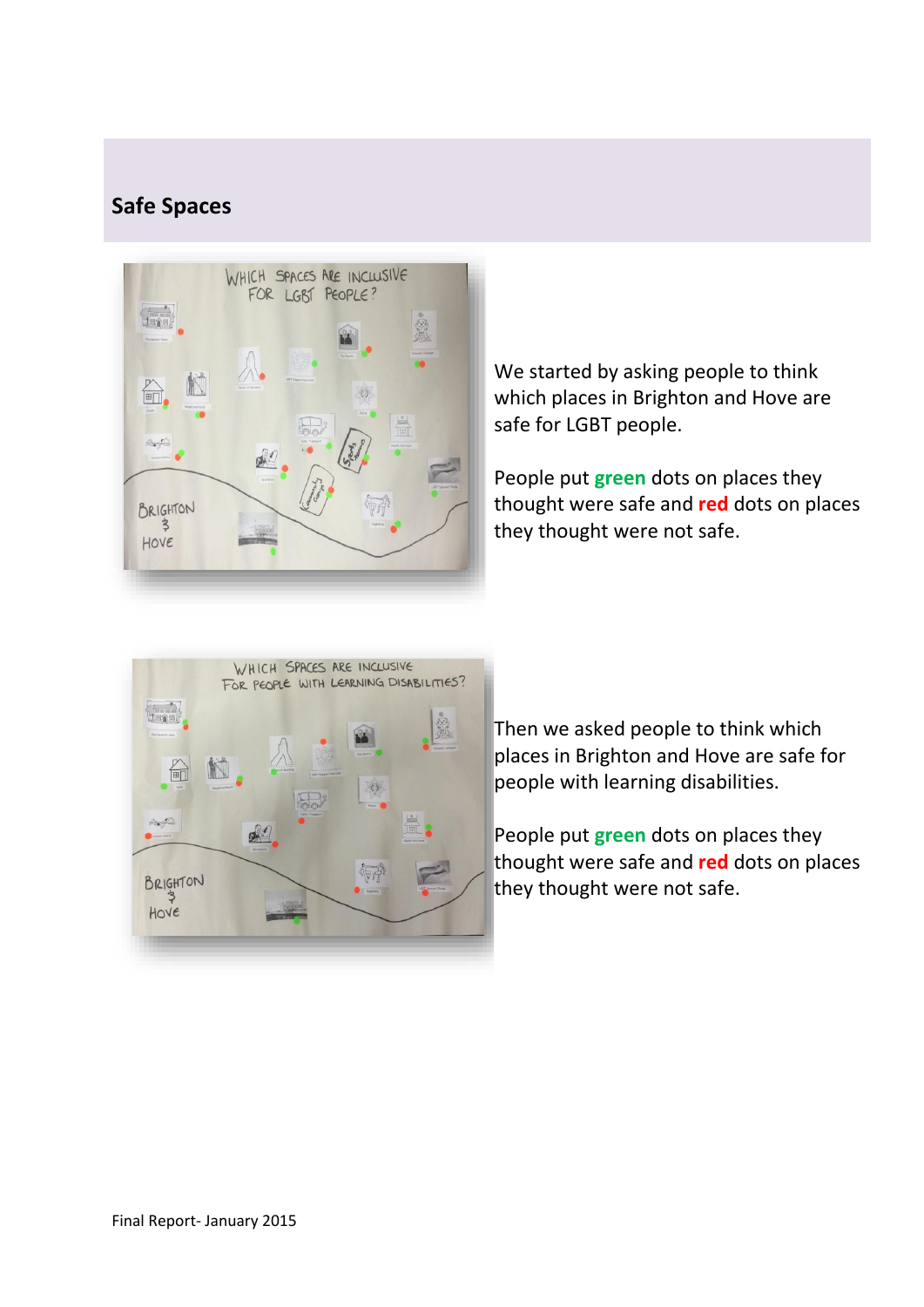## Safe Spaces

We started by asking people to think which places in Brighton and Hove are safe for LGBT people.

People put **green** dots on places they thought were safe and **red** dots on places they thought were not safe.

Then we asked people to think which places in Brighton and Hove are safe for people with learning disabilities.

People put **green** dots on places they thought were safe and **red** dots on places they thought were not safe.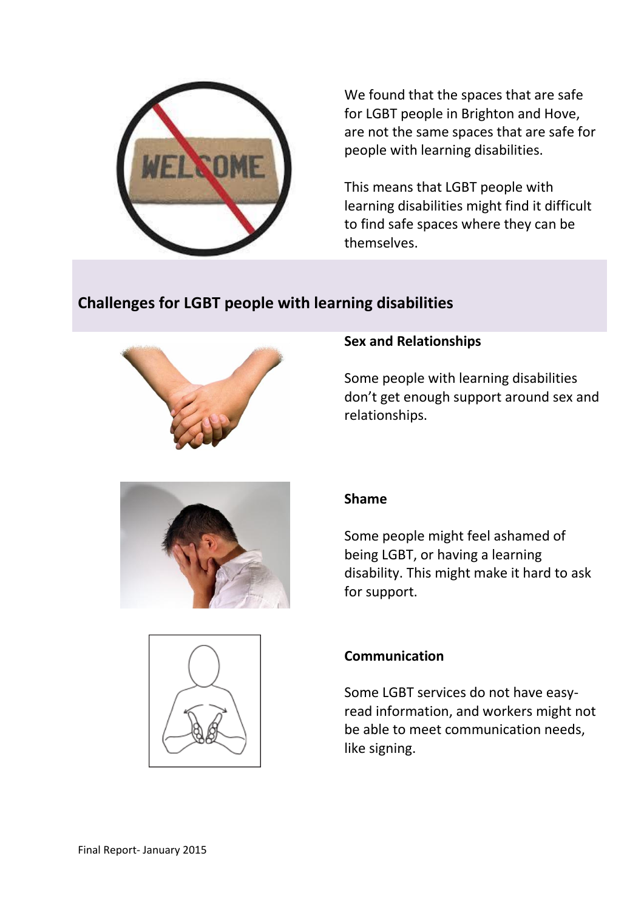We found that the spaces that are safe for LGBT people in Brighton and Hove, are not the same spaces that are safe for people with learning disabilities.

This means that LGBT people with learning disabilities might find it difficult to find safe spaces where they can be themselves.

## Challenges for LGBT people with learning disabilities

**Sex and Relationships**

Some people with learning disabilities don't get enough support around sex and relationships.

**Shame**

Some people might feel ashamed of being LGBT, or having a learning disability. This might make it hard to ask for support.

**Communication**

Some LGBT services do not have easy-read information, and workers might not be able to meet communication needs, like signing.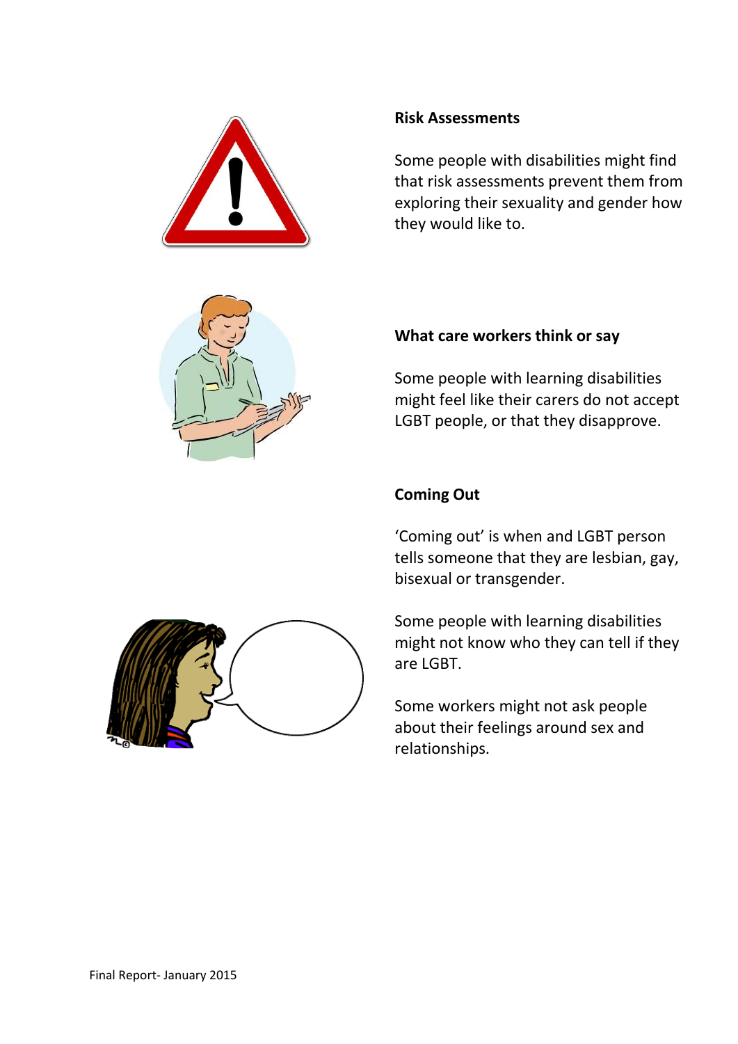**Risk Assessments**

Some people with disabilities might find that risk assessments prevent them from exploring their sexuality and gender how they would like to.

**What care workers think or say**

Some people with learning disabilities might feel like their carers do not accept LGBT people, or that they disapprove.

**Coming Out**

'Coming out' is when and LGBT person tells someone that they are lesbian, gay, bisexual or transgender.

Some people with learning disabilities might not know who they can tell if they are LGBT.

Some workers might not ask people about their feelings around sex and relationships.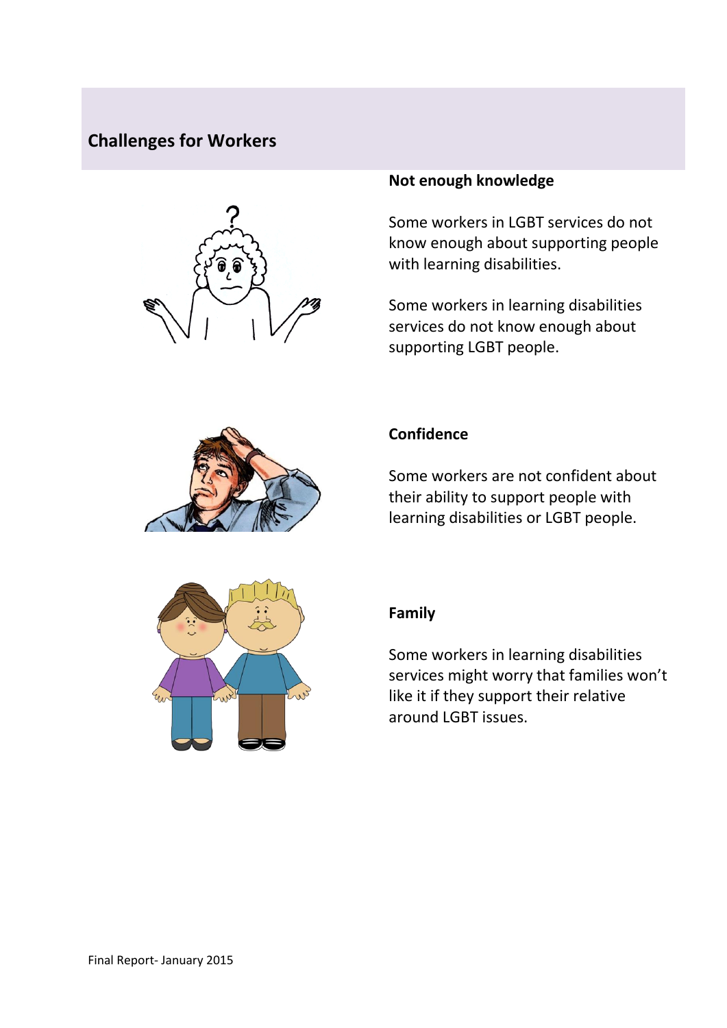## Challenges for Workers

### Not enough knowledge

Some workers in LGBT services do not know enough about supporting people with learning disabilities.

Some workers in learning disabilities services do not know enough about supporting LGBT people.

### Confidence

Some workers are not confident about their ability to support people with learning disabilities or LGBT people.

### Family

Some workers in learning disabilities services might worry that families won't like it if they support their relative around LGBT issues.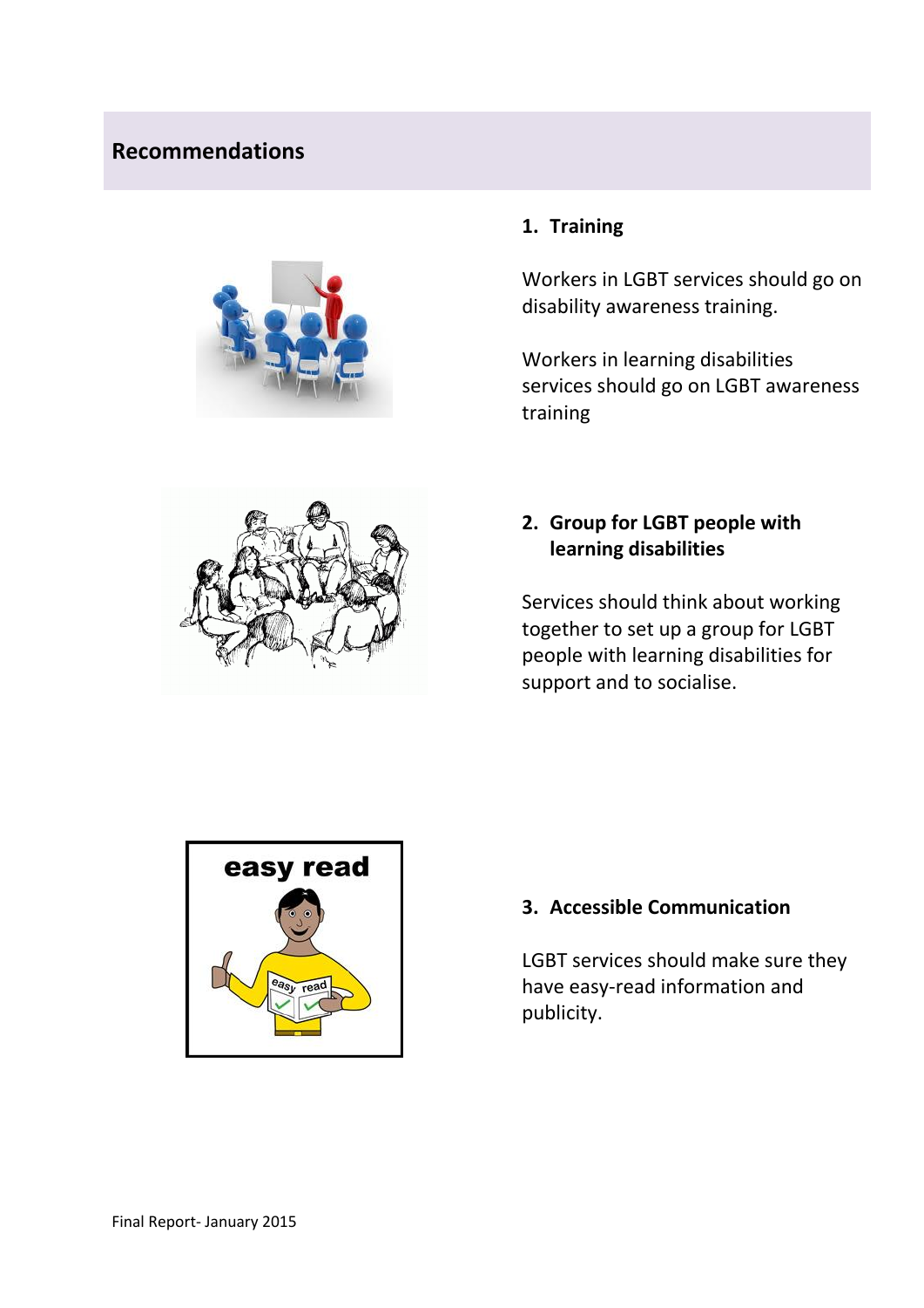## Recommendations

### 1. Training

Workers in LGBT services should go on disability awareness training.

Workers in learning disabilities services should go on LGBT awareness training

### 2. Group for LGBT people with learning disabilities

Services should think about working together to set up a group for LGBT people with learning disabilities for support and to socialise.

### 3. Accessible Communication

LGBT services should make sure they have easy-read information and publicity.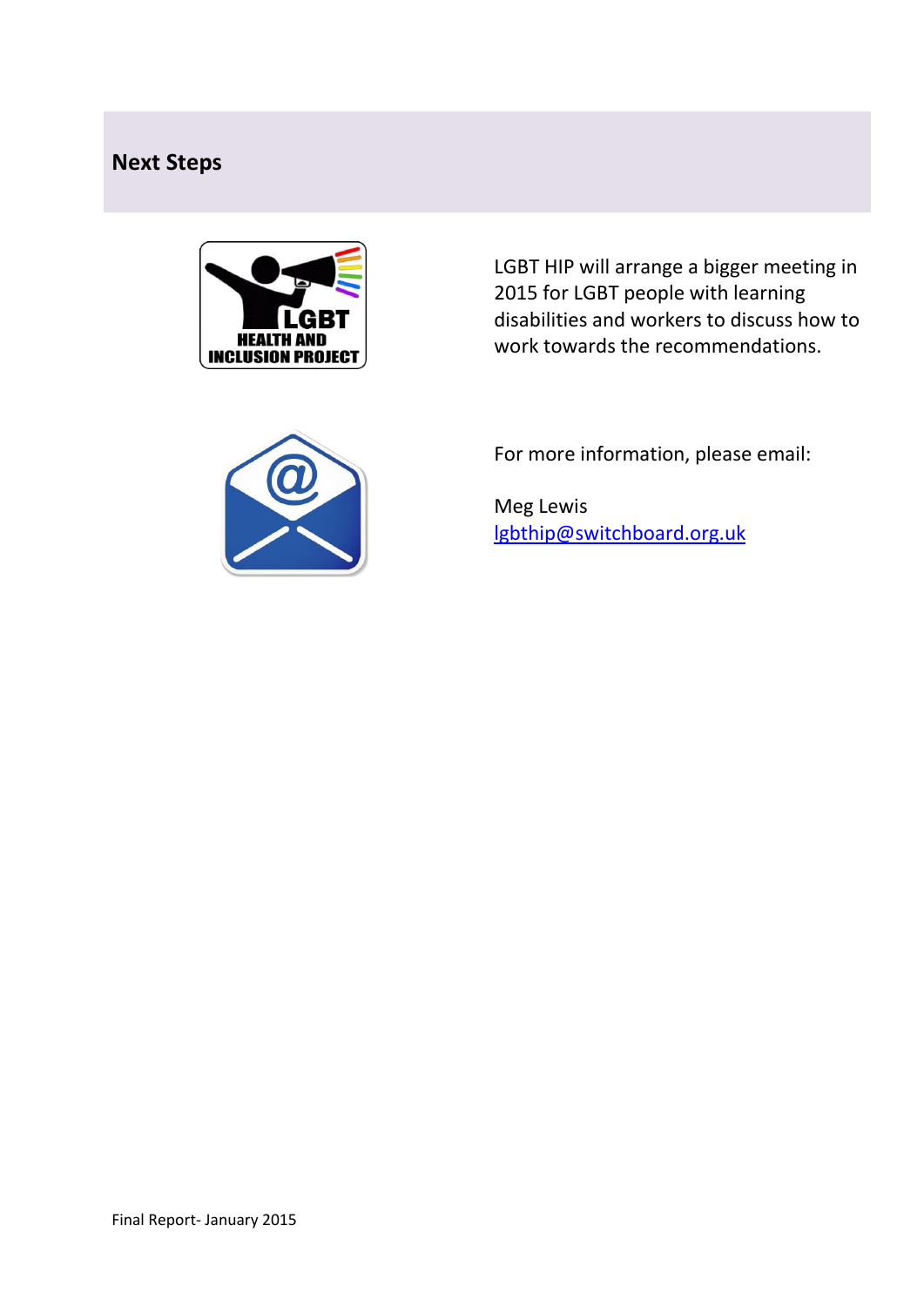## Next Steps

LGBT HIP will arrange a bigger meeting in 2015 for LGBT people with learning disabilities and workers to discuss how to work towards the recommendations.

For more information, please email:

Meg Lewis
lgbthip@switchboard.org.uk

Final Report- January 2015